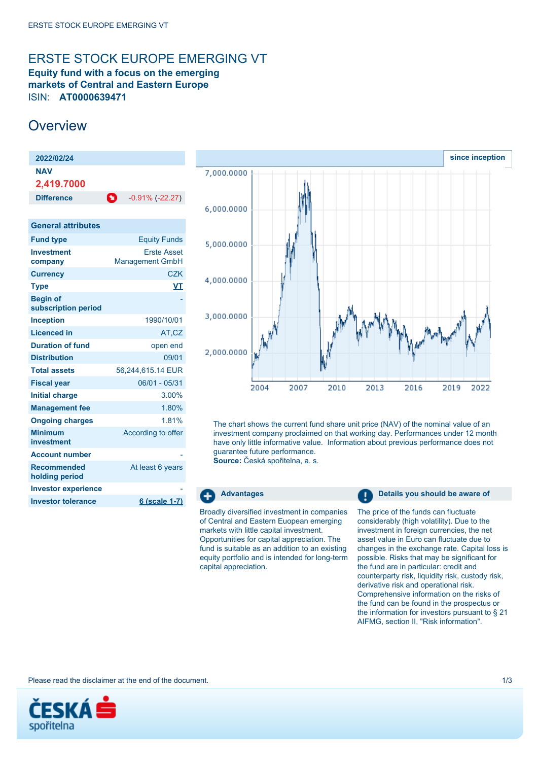# ERSTE STOCK EUROPE EMERGING VT

**Equity fund with a focus on the emerging markets of Central and Eastern Europe**

ISIN: **AT0000639471**

## Overview

| 2022/02/24 | |
|---|---|
| **NAV** | |
| **2,419.7000** | |
| **Difference** | -0.91% (-22.27) |

| General attributes | |
|---|---|
| **Fund type** | Equity Funds |
| **Investment company** | Erste Asset Management GmbH |
| **Currency** | CZK |
| **Type** | VT |
| **Begin of subscription period** | - |
| **Inception** | 1990/10/01 |
| **Licenced in** | AT,CZ |
| **Duration of fund** | open end |
| **Distribution** | 09/01 |
| **Total assets** | 56,244,615.14 EUR |
| **Fiscal year** | 06/01 - 05/31 |
| **Initial charge** | 3.00% |
| **Management fee** | 1.80% |
| **Ongoing charges** | 1.81% |
| **Minimum investment** | According to offer |
| **Account number** | - |
| **Recommended holding period** | At least 6 years |
| **Investor experience** | - |
| **Investor tolerance** | 6 (scale 1-7) |

since inception

The chart shows the current fund share unit price (NAV) of the nominal value of an investment company proclaimed on that working day. Performances under 12 month have only little informative value. Information about previous performance does not guarantee future performance.
**Source:** Česká spořitelna, a. s.

### Advantages

Broadly diversified investment in companies of Central and Eastern European emerging markets with little capital investment. Opportunities for capital appreciation. The fund is suitable as an addition to an existing equity portfolio and is intended for long-term capital appreciation.

### Details you should be aware of

The price of the funds can fluctuate considerably (high volatility). Due to the investment in foreign currencies, the net asset value in Euro can fluctuate due to changes in the exchange rate. Capital loss is possible. Risks that may be significant for the fund are in particular: credit and counterparty risk, liquidity risk, custody risk, derivative risk and operational risk. Comprehensive information on the risks of the fund can be found in the prospectus or the information for investors pursuant to § 21 AIFMG, section II, "Risk information".

Please read the disclaimer at the end of the document.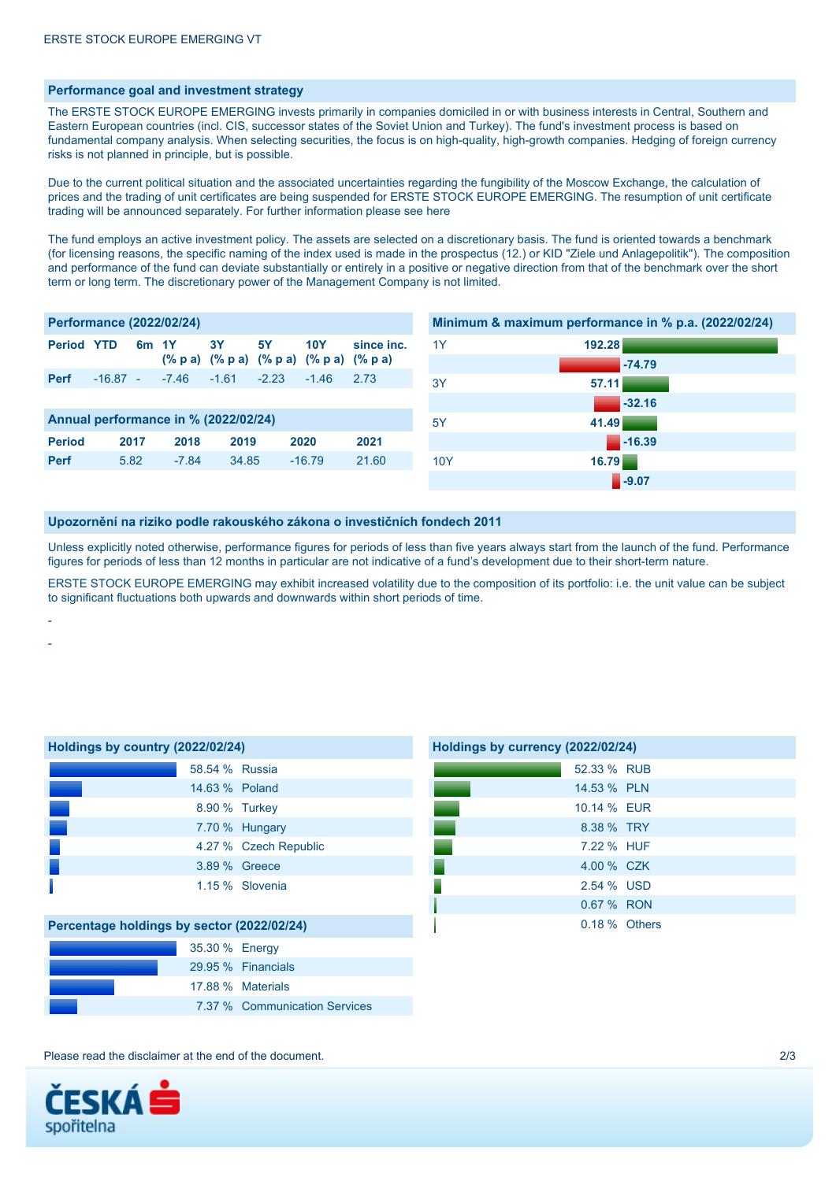## Performance goal and investment strategy

The ERSTE STOCK EUROPE EMERGING invests primarily in companies domiciled in or with business interests in Central, Southern and Eastern European countries (incl. CIS, successor states of the Soviet Union and Turkey). The fund's investment process is based on fundamental company analysis. When selecting securities, the focus is on high-quality, high-growth companies. Hedging of foreign currency risks is not planned in principle, but is possible.

Due to the current political situation and the associated uncertainties regarding the fungibility of the Moscow Exchange, the calculation of prices and the trading of unit certificates are being suspended for ERSTE STOCK EUROPE EMERGING. The resumption of unit certificate trading will be announced separately. For further information please see here

The fund employs an active investment policy. The assets are selected on a discretionary basis. The fund is oriented towards a benchmark (for licensing reasons, the specific naming of the index used is made in the prospectus (12.) or KID "Ziele und Anlagepolitik"). The composition and performance of the fund can deviate substantially or entirely in a positive or negative direction from that of the benchmark over the short term or long term. The discretionary power of the Management Company is not limited.

### Performance (2022/02/24)

| Period | YTD | 6m | 1Y (% p a) | 3Y (% p a) | 5Y (% p a) | 10Y (% p a) | since inc. (% p a) |
|---|---|---|---|---|---|---|---|
| Perf | -16.87 | - | -7.46 | -1.61 | -2.23 | -1.46 | 2.73 |

### Annual performance in % (2022/02/24)

| Period | 2017 | 2018 | 2019 | 2020 | 2021 |
|---|---|---|---|---|---|
| Perf | 5.82 | -7.84 | 34.85 | -16.79 | 21.60 |

### Minimum & maximum performance in % p.a. (2022/02/24)

| Period | Maximum | Minimum |
|---|---|---|
| 1Y | 192.28 | -74.79 |
| 3Y | 57.11 | -32.16 |
| 5Y | 41.49 | -16.39 |
| 10Y | 16.79 | -9.07 |

## Upozornění na riziko podle rakouského zákona o investičních fondech 2011

Unless explicitly noted otherwise, performance figures for periods of less than five years always start from the launch of the fund. Performance figures for periods of less than 12 months in particular are not indicative of a fund's development due to their short-term nature.

ERSTE STOCK EUROPE EMERGING may exhibit increased volatility due to the composition of its portfolio: i.e. the unit value can be subject to significant fluctuations both upwards and downwards within short periods of time.

-

-

### Holdings by country (2022/02/24)

| % | Country |
|---|---|
| 58.54 % | Russia |
| 14.63 % | Poland |
| 8.90 % | Turkey |
| 7.70 % | Hungary |
| 4.27 % | Czech Republic |
| 3.89 % | Greece |
| 1.15 % | Slovenia |

### Percentage holdings by sector (2022/02/24)

| % | Sector |
|---|---|
| 35.30 % | Energy |
| 29.95 % | Financials |
| 17.88 % | Materials |
| 7.37 % | Communication Services |

### Holdings by currency (2022/02/24)

| % | Currency |
|---|---|
| 52.33 % | RUB |
| 14.53 % | PLN |
| 10.14 % | EUR |
| 8.38 % | TRY |
| 7.22 % | HUF |
| 4.00 % | CZK |
| 2.54 % | USD |
| 0.67 % | RON |
| 0.18 % | Others |

Please read the disclaimer at the end of the document.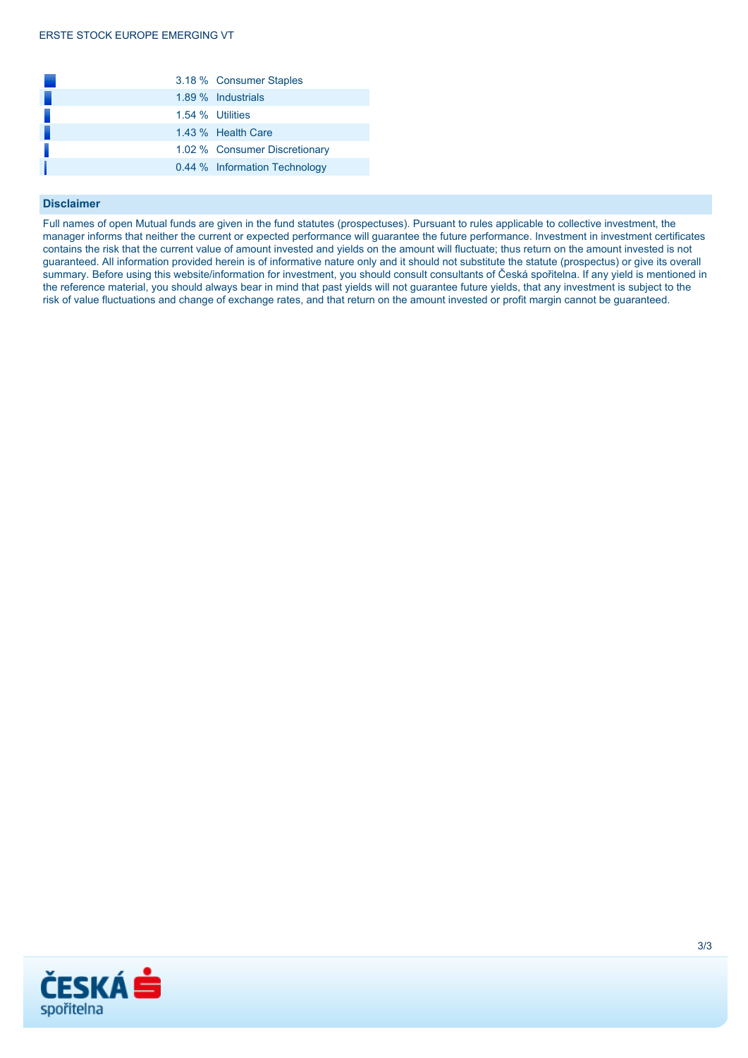| | | |
|---|---|---|
| | 3.18 % | Consumer Staples |
| | 1.89 % | Industrials |
| | 1.54 % | Utilities |
| | 1.43 % | Health Care |
| | 1.02 % | Consumer Discretionary |
| | 0.44 % | Information Technology |

## Disclaimer

Full names of open Mutual funds are given in the fund statutes (prospectuses). Pursuant to rules applicable to collective investment, the manager informs that neither the current or expected performance will guarantee the future performance. Investment in investment certificates contains the risk that the current value of amount invested and yields on the amount will fluctuate; thus return on the amount invested is not guaranteed. All information provided herein is of informative nature only and it should not substitute the statute (prospectus) or give its overall summary. Before using this website/information for investment, you should consult consultants of Česká spořitelna. If any yield is mentioned in the reference material, you should always bear in mind that past yields will not guarantee future yields, that any investment is subject to the risk of value fluctuations and change of exchange rates, and that return on the amount invested or profit margin cannot be guaranteed.